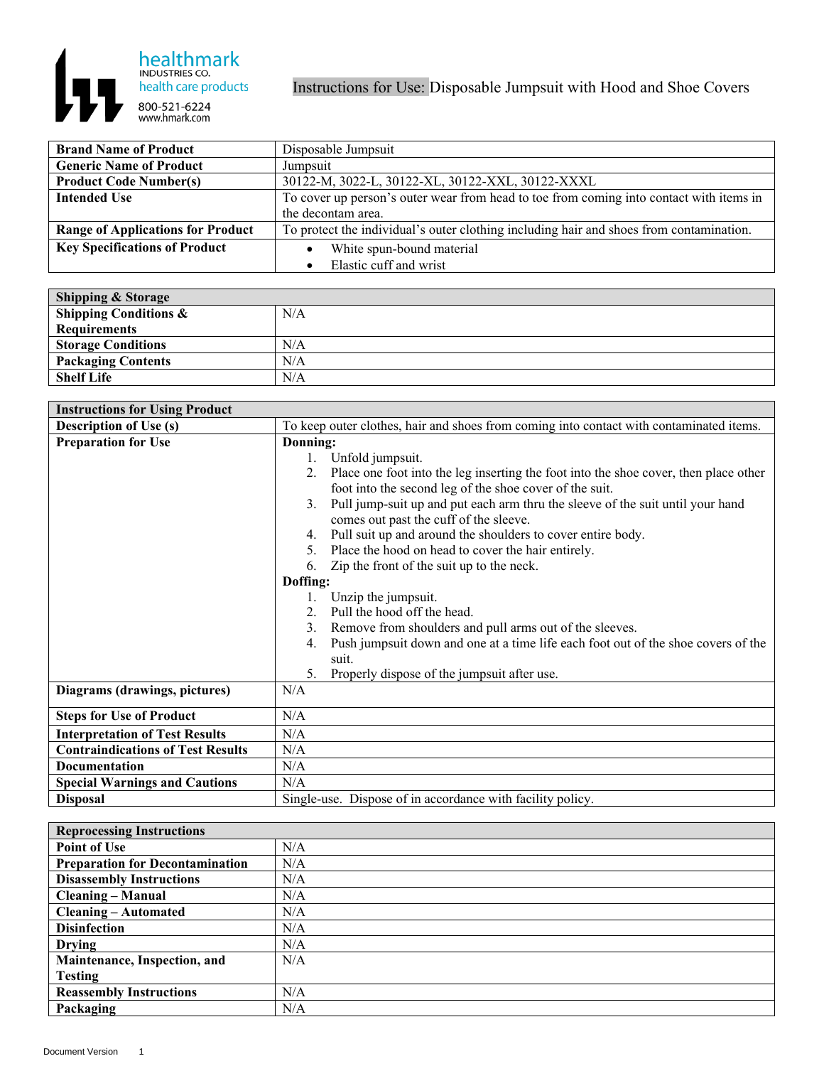healthmark
INDUSTRIES CO.
health care products
800-521-6224
www.hmark.com

# Instructions for Use: Disposable Jumpsuit with Hood and Shoe Covers

| | |
|---|---|
| **Brand Name of Product** | Disposable Jumpsuit |
| **Generic Name of Product** | Jumpsuit |
| **Product Code Number(s)** | 30122-M, 3022-L, 30122-XL, 30122-XXL, 30122-XXXL |
| **Intended Use** | To cover up person's outer wear from head to toe from coming into contact with items in the decontam area. |
| **Range of Applications for Product** | To protect the individual's outer clothing including hair and shoes from contamination. |
| **Key Specifications of Product** | • White spun-bound material<br>• Elastic cuff and wrist |

| **Shipping & Storage** | |
|---|---|
| **Shipping Conditions & Requirements** | N/A |
| **Storage Conditions** | N/A |
| **Packaging Contents** | N/A |
| **Shelf Life** | N/A |

| **Instructions for Using Product** | |
|---|---|
| **Description of Use (s)** | To keep outer clothes, hair and shoes from coming into contact with contaminated items. |
| **Preparation for Use** | **Donning:**<br>1. Unfold jumpsuit.<br>2. Place one foot into the leg inserting the foot into the shoe cover, then place other foot into the second leg of the shoe cover of the suit.<br>3. Pull jump-suit up and put each arm thru the sleeve of the suit until your hand comes out past the cuff of the sleeve.<br>4. Pull suit up and around the shoulders to cover entire body.<br>5. Place the hood on head to cover the hair entirely.<br>6. Zip the front of the suit up to the neck.<br>**Doffing:**<br>1. Unzip the jumpsuit.<br>2. Pull the hood off the head.<br>3. Remove from shoulders and pull arms out of the sleeves.<br>4. Push jumpsuit down and one at a time life each foot out of the shoe covers of the suit.<br>5. Properly dispose of the jumpsuit after use. |
| **Diagrams (drawings, pictures)** | N/A |
| **Steps for Use of Product** | N/A |
| **Interpretation of Test Results** | N/A |
| **Contraindications of Test Results** | N/A |
| **Documentation** | N/A |
| **Special Warnings and Cautions** | N/A |
| **Disposal** | Single-use. Dispose of in accordance with facility policy. |

| **Reprocessing Instructions** | |
|---|---|
| **Point of Use** | N/A |
| **Preparation for Decontamination** | N/A |
| **Disassembly Instructions** | N/A |
| **Cleaning – Manual** | N/A |
| **Cleaning – Automated** | N/A |
| **Disinfection** | N/A |
| **Drying** | N/A |
| **Maintenance, Inspection, and Testing** | N/A |
| **Reassembly Instructions** | N/A |
| **Packaging** | N/A |

Document Version 1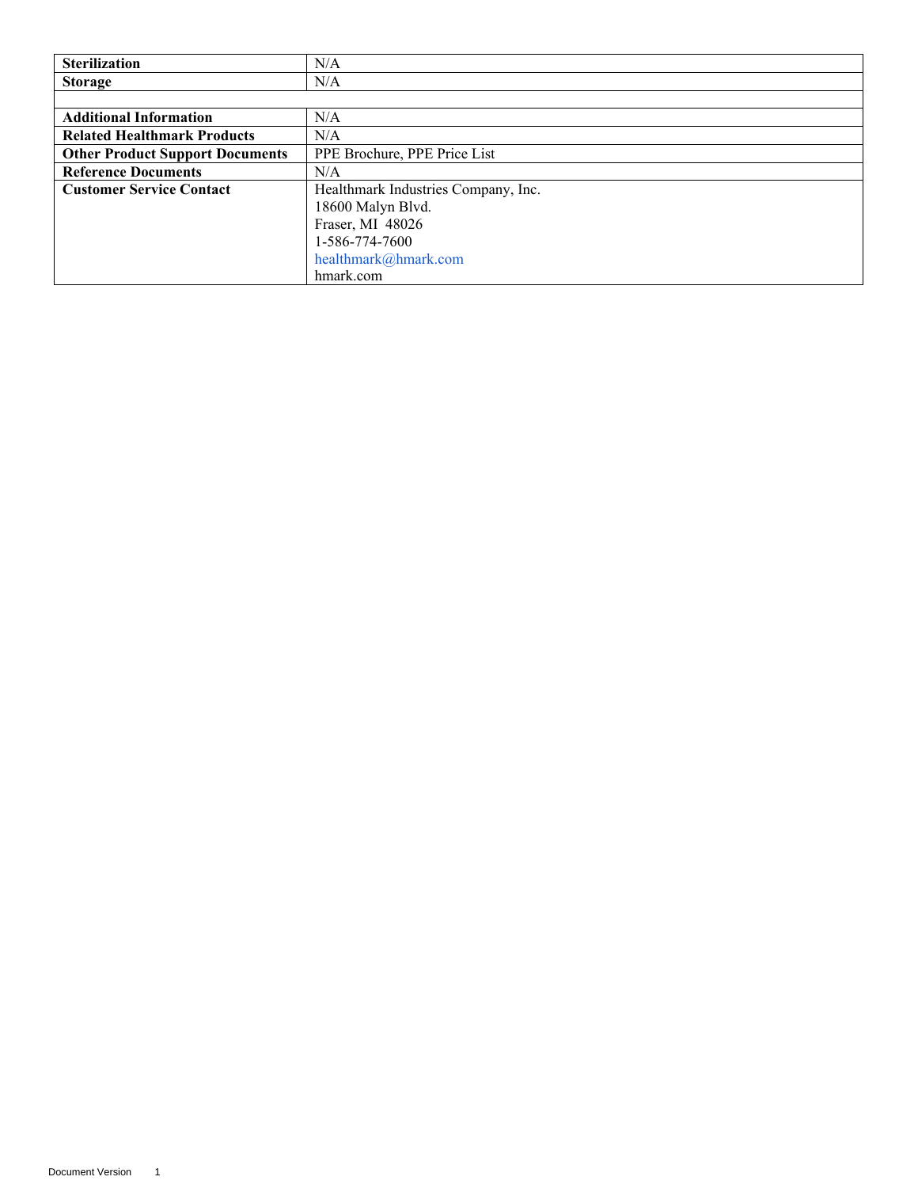| | |
|---|---|
| **Sterilization** | N/A |
| **Storage** | N/A |
| | |
| **Additional Information** | N/A |
| **Related Healthmark Products** | N/A |
| **Other Product Support Documents** | PPE Brochure, PPE Price List |
| **Reference Documents** | N/A |
| **Customer Service Contact** | Healthmark Industries Company, Inc.<br>18600 Malyn Blvd.<br>Fraser, MI 48026<br>1-586-774-7600<br>healthmark@hmark.com<br>hmark.com |

Document Version 1